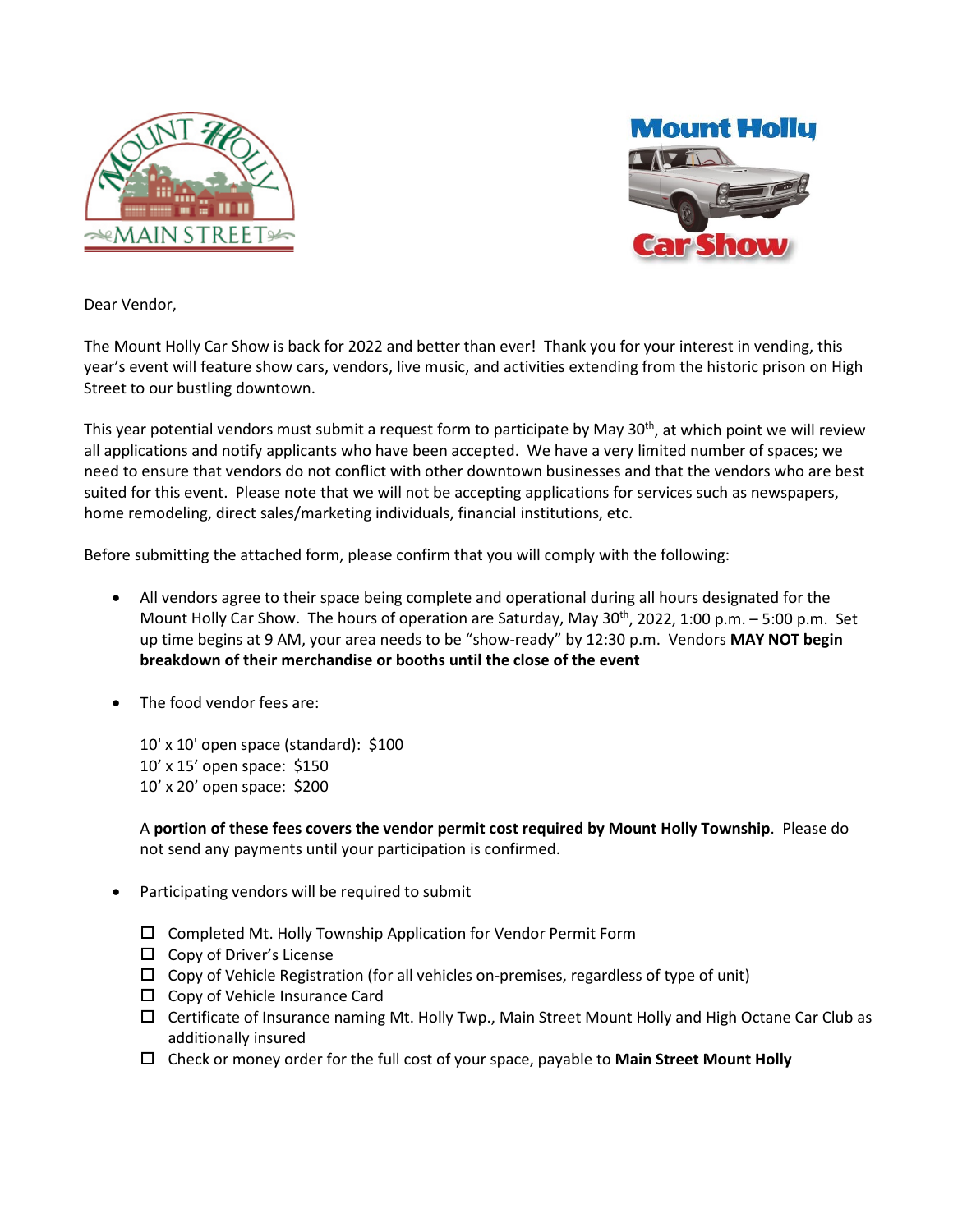Dear Vendor,

The Mount Holly Car Show is back for 2022 and better than ever! Thank you for your interest in vending, this year's event will feature show cars, vendors, live music, and activities extending from the historic prison on High Street to our bustling downtown.

This year potential vendors must submit a request form to participate by May 30th, at which point we will review all applications and notify applicants who have been accepted. We have a very limited number of spaces; we need to ensure that vendors do not conflict with other downtown businesses and that the vendors who are best suited for this event. Please note that we will not be accepting applications for services such as newspapers, home remodeling, direct sales/marketing individuals, financial institutions, etc.

Before submitting the attached form, please confirm that you will comply with the following:

- All vendors agree to their space being complete and operational during all hours designated for the Mount Holly Car Show. The hours of operation are Saturday, May 30th, 2022, 1:00 p.m. – 5:00 p.m. Set up time begins at 9 AM, your area needs to be "show-ready" by 12:30 p.m. Vendors **MAY NOT begin breakdown of their merchandise or booths until the close of the event**

- The food vendor fees are:

  10' x 10' open space (standard): $100
  10' x 15' open space: $150
  10' x 20' open space: $200

  A **portion of these fees covers the vendor permit cost required by Mount Holly Township**. Please do not send any payments until your participation is confirmed.

- Participating vendors will be required to submit

  - ☐ Completed Mt. Holly Township Application for Vendor Permit Form
  - ☐ Copy of Driver's License
  - ☐ Copy of Vehicle Registration (for all vehicles on-premises, regardless of type of unit)
  - ☐ Copy of Vehicle Insurance Card
  - ☐ Certificate of Insurance naming Mt. Holly Twp., Main Street Mount Holly and High Octane Car Club as additionally insured
  - ☐ Check or money order for the full cost of your space, payable to **Main Street Mount Holly**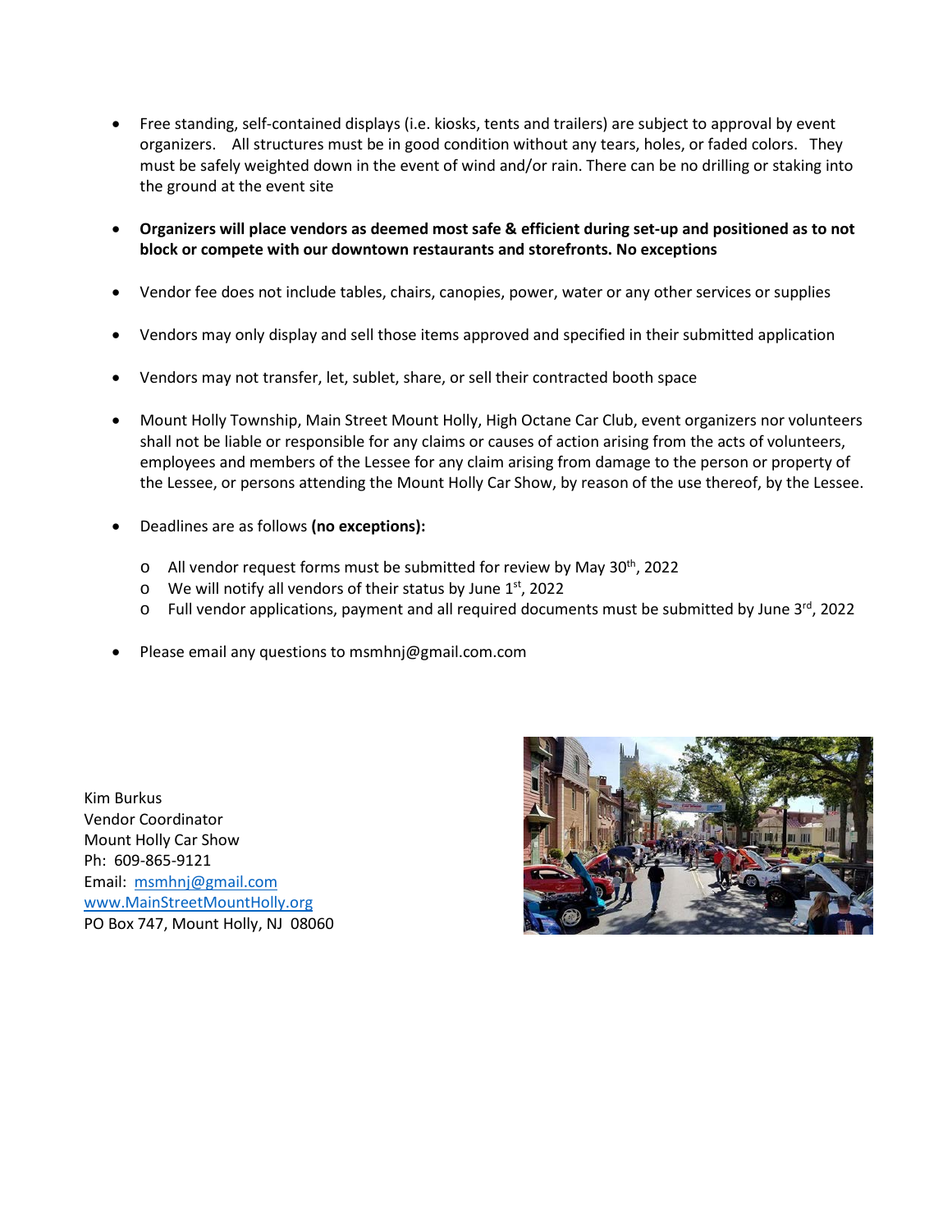- Free standing, self-contained displays (i.e. kiosks, tents and trailers) are subject to approval by event organizers. All structures must be in good condition without any tears, holes, or faded colors. They must be safely weighted down in the event of wind and/or rain. There can be no drilling or staking into the ground at the event site

- **Organizers will place vendors as deemed most safe & efficient during set-up and positioned as to not block or compete with our downtown restaurants and storefronts. No exceptions**

- Vendor fee does not include tables, chairs, canopies, power, water or any other services or supplies

- Vendors may only display and sell those items approved and specified in their submitted application

- Vendors may not transfer, let, sublet, share, or sell their contracted booth space

- Mount Holly Township, Main Street Mount Holly, High Octane Car Club, event organizers nor volunteers shall not be liable or responsible for any claims or causes of action arising from the acts of volunteers, employees and members of the Lessee for any claim arising from damage to the person or property of the Lessee, or persons attending the Mount Holly Car Show, by reason of the use thereof, by the Lessee.

- Deadlines are as follows **(no exceptions):**
  - All vendor request forms must be submitted for review by May 30th, 2022
  - We will notify all vendors of their status by June 1st, 2022
  - Full vendor applications, payment and all required documents must be submitted by June 3rd, 2022

- Please email any questions to msmhnj@gmail.com.com

Kim Burkus
Vendor Coordinator
Mount Holly Car Show
Ph: 609-865-9121
Email: msmhnj@gmail.com
www.MainStreetMountHolly.org
PO Box 747, Mount Holly, NJ 08060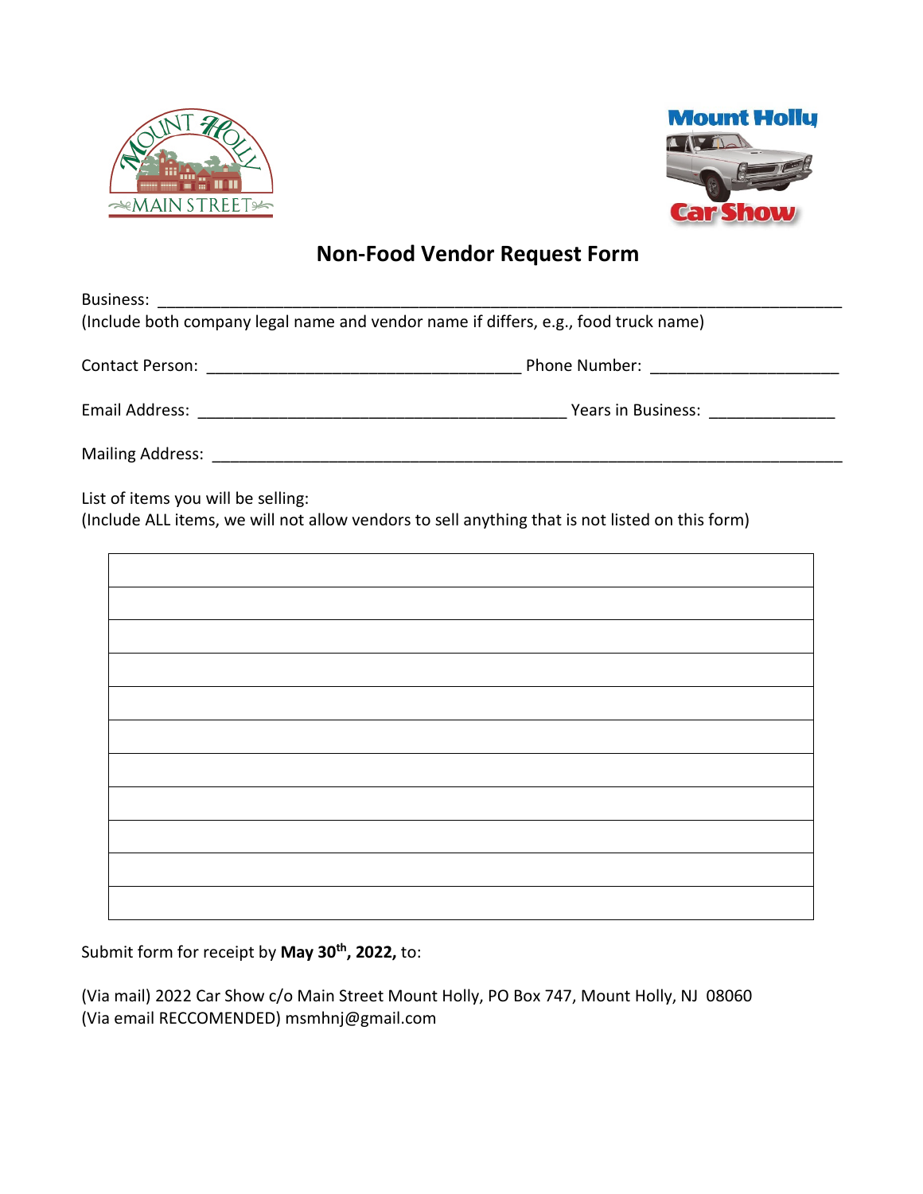# Non-Food Vendor Request Form

Business: ___________________________________________________________________________
(Include both company legal name and vendor name if differs, e.g., food truck name)

Contact Person: ___________________________________ Phone Number: ____________________

Email Address: _________________________________________ Years in Business: _____________

Mailing Address: ________________________________________________________________________

List of items you will be selling:
(Include ALL items, we will not allow vendors to sell anything that is not listed on this form)

| |
|---|
| |
| |
| |
| |
| |
| |
| |
| |
| |
| |

Submit form for receipt by **May 30th, 2022,** to:

(Via mail) 2022 Car Show c/o Main Street Mount Holly, PO Box 747, Mount Holly, NJ 08060
(Via email RECCOMENDED) msmhnj@gmail.com